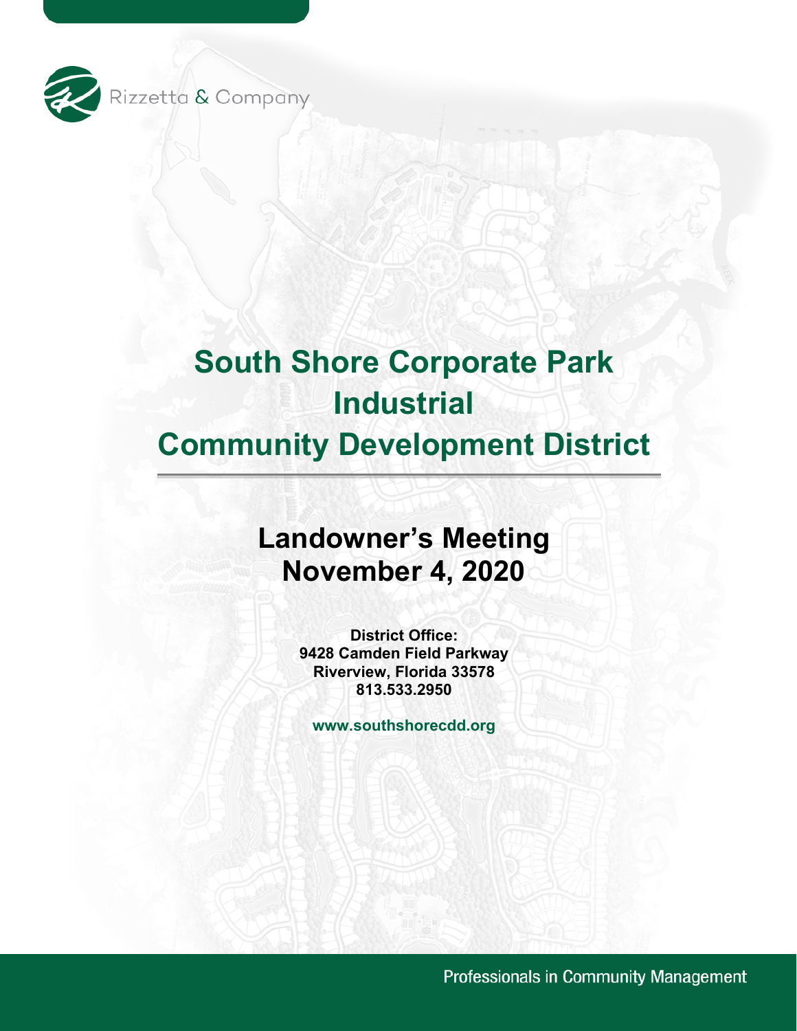Rizzetta & Company

# South Shore Corporate Park Industrial Community Development District

## Landowner's Meeting
## November 4, 2020

**District Office:**
**9428 Camden Field Parkway**
**Riverview, Florida 33578**
**813.533.2950**

**www.southshorecdd.org**

Professionals in Community Management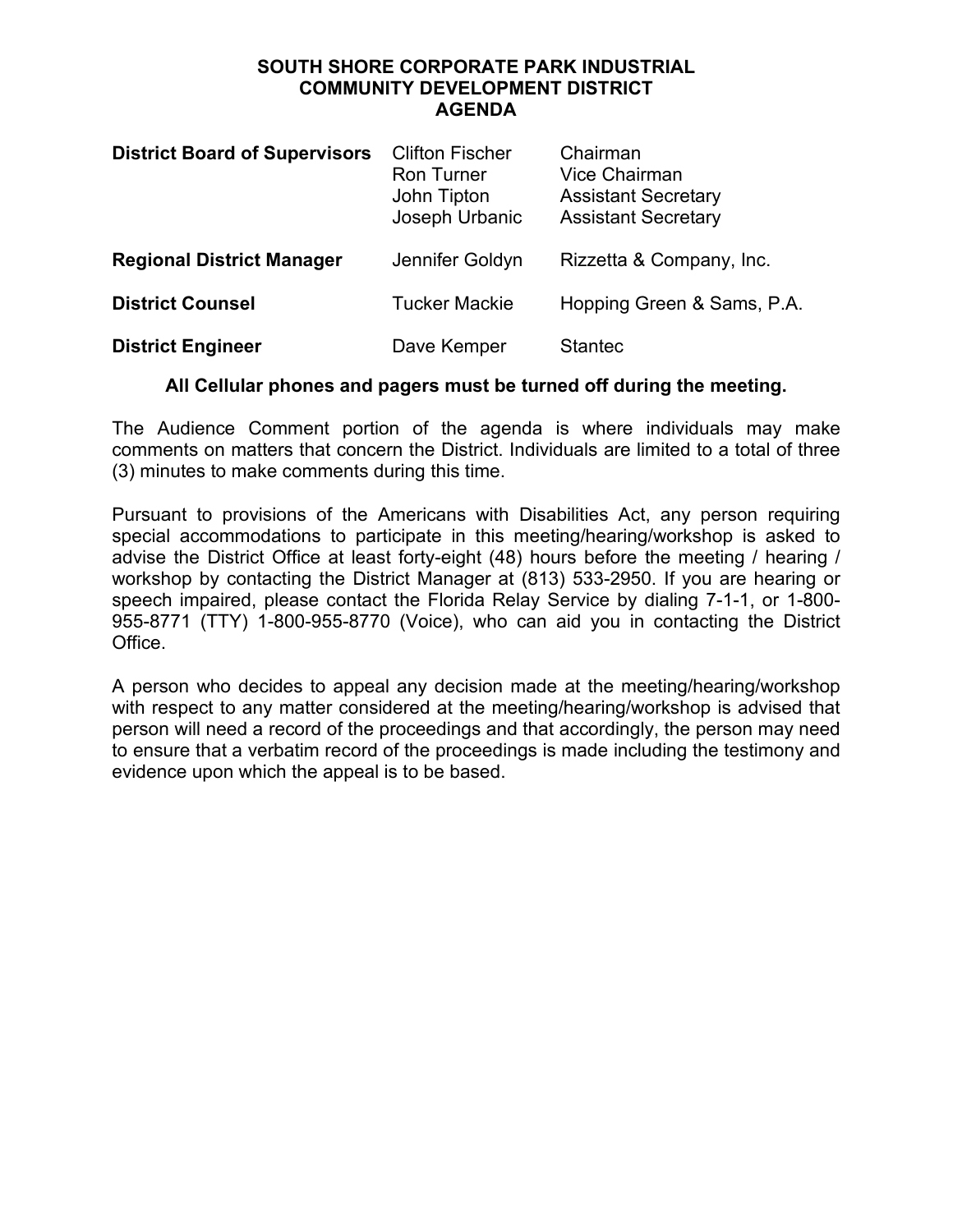**SOUTH SHORE CORPORATE PARK INDUSTRIAL**
**COMMUNITY DEVELOPMENT DISTRICT**
**AGENDA**

| | | |
|---|---|---|
| **District Board of Supervisors** | Clifton Fischer | Chairman |
| | Ron Turner | Vice Chairman |
| | John Tipton | Assistant Secretary |
| | Joseph Urbanic | Assistant Secretary |
| **Regional District Manager** | Jennifer Goldyn | Rizzetta & Company, Inc. |
| **District Counsel** | Tucker Mackie | Hopping Green & Sams, P.A. |
| **District Engineer** | Dave Kemper | Stantec |

**All Cellular phones and pagers must be turned off during the meeting.**

The Audience Comment portion of the agenda is where individuals may make comments on matters that concern the District. Individuals are limited to a total of three (3) minutes to make comments during this time.

Pursuant to provisions of the Americans with Disabilities Act, any person requiring special accommodations to participate in this meeting/hearing/workshop is asked to advise the District Office at least forty-eight (48) hours before the meeting / hearing / workshop by contacting the District Manager at (813) 533-2950. If you are hearing or speech impaired, please contact the Florida Relay Service by dialing 7-1-1, or 1-800-955-8771 (TTY) 1-800-955-8770 (Voice), who can aid you in contacting the District Office.

A person who decides to appeal any decision made at the meeting/hearing/workshop with respect to any matter considered at the meeting/hearing/workshop is advised that person will need a record of the proceedings and that accordingly, the person may need to ensure that a verbatim record of the proceedings is made including the testimony and evidence upon which the appeal is to be based.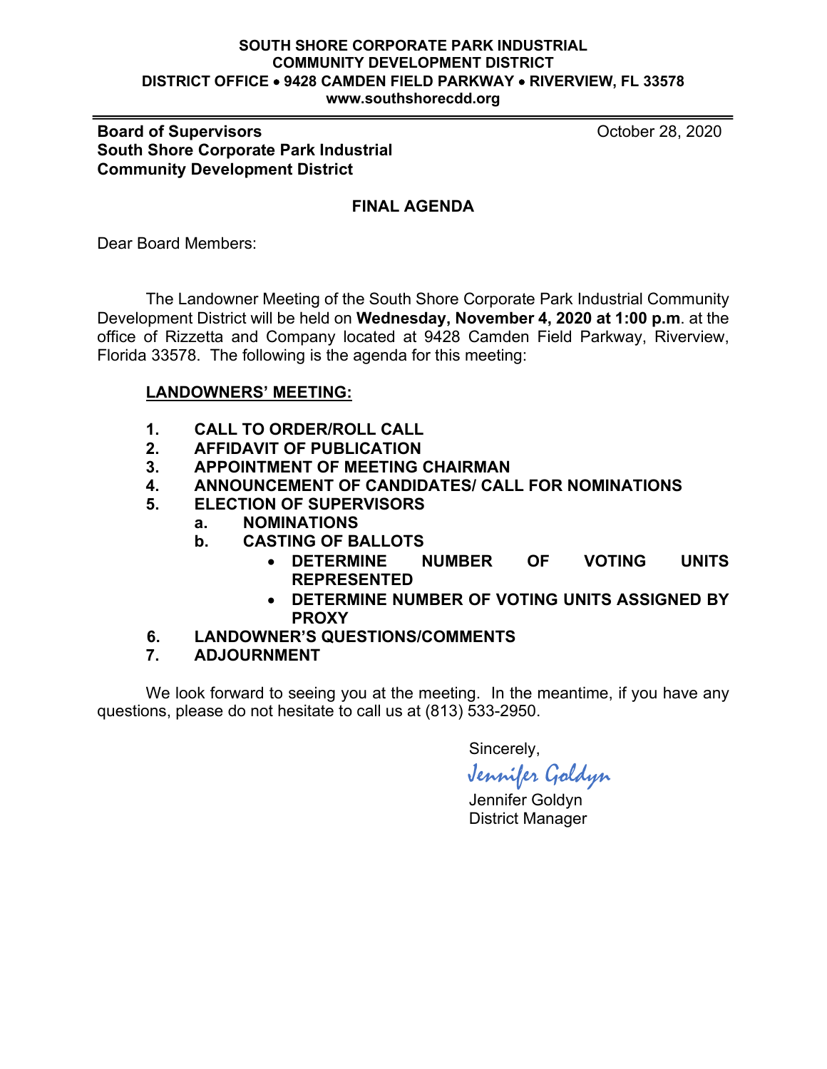**SOUTH SHORE CORPORATE PARK INDUSTRIAL**
**COMMUNITY DEVELOPMENT DISTRICT**
**DISTRICT OFFICE • 9428 CAMDEN FIELD PARKWAY • RIVERVIEW, FL 33578**
**www.southshorecdd.org**

---

**Board of Supervisors**
**South Shore Corporate Park Industrial**
**Community Development District**

October 28, 2020

## FINAL AGENDA

Dear Board Members:

The Landowner Meeting of the South Shore Corporate Park Industrial Community Development District will be held on **Wednesday, November 4, 2020 at 1:00 p.m**. at the office of Rizzetta and Company located at 9428 Camden Field Parkway, Riverview, Florida 33578. The following is the agenda for this meeting:

**LANDOWNERS' MEETING:**

1. **CALL TO ORDER/ROLL CALL**
2. **AFFIDAVIT OF PUBLICATION**
3. **APPOINTMENT OF MEETING CHAIRMAN**
4. **ANNOUNCEMENT OF CANDIDATES/ CALL FOR NOMINATIONS**
5. **ELECTION OF SUPERVISORS**
   a. **NOMINATIONS**
   b. **CASTING OF BALLOTS**
      - **DETERMINE NUMBER OF VOTING UNITS REPRESENTED**
      - **DETERMINE NUMBER OF VOTING UNITS ASSIGNED BY PROXY**
6. **LANDOWNER'S QUESTIONS/COMMENTS**
7. **ADJOURNMENT**

We look forward to seeing you at the meeting. In the meantime, if you have any questions, please do not hesitate to call us at (813) 533-2950.

Sincerely,

*Jennifer Goldyn*

Jennifer Goldyn
District Manager